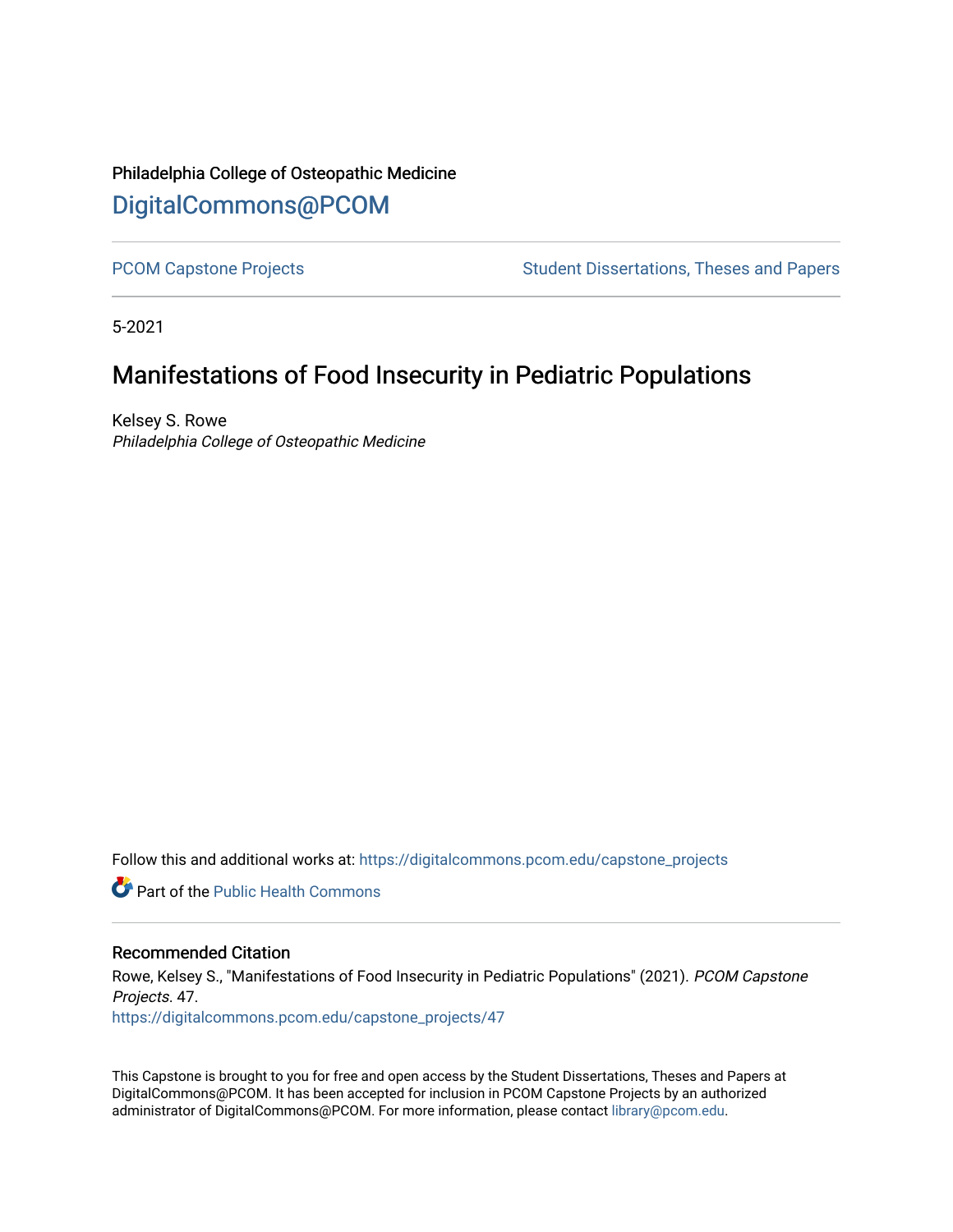Philadelphia College of Osteopathic Medicine

DigitalCommons@PCOM

PCOM Capstone Projects

Student Dissertations, Theses and Papers

5-2021

# Manifestations of Food Insecurity in Pediatric Populations

Kelsey S. Rowe

*Philadelphia College of Osteopathic Medicine*

Follow this and additional works at: https://digitalcommons.pcom.edu/capstone_projects

Part of the Public Health Commons

## Recommended Citation

Rowe, Kelsey S., "Manifestations of Food Insecurity in Pediatric Populations" (2021). *PCOM Capstone Projects*. 47.

https://digitalcommons.pcom.edu/capstone_projects/47

This Capstone is brought to you for free and open access by the Student Dissertations, Theses and Papers at DigitalCommons@PCOM. It has been accepted for inclusion in PCOM Capstone Projects by an authorized administrator of DigitalCommons@PCOM. For more information, please contact library@pcom.edu.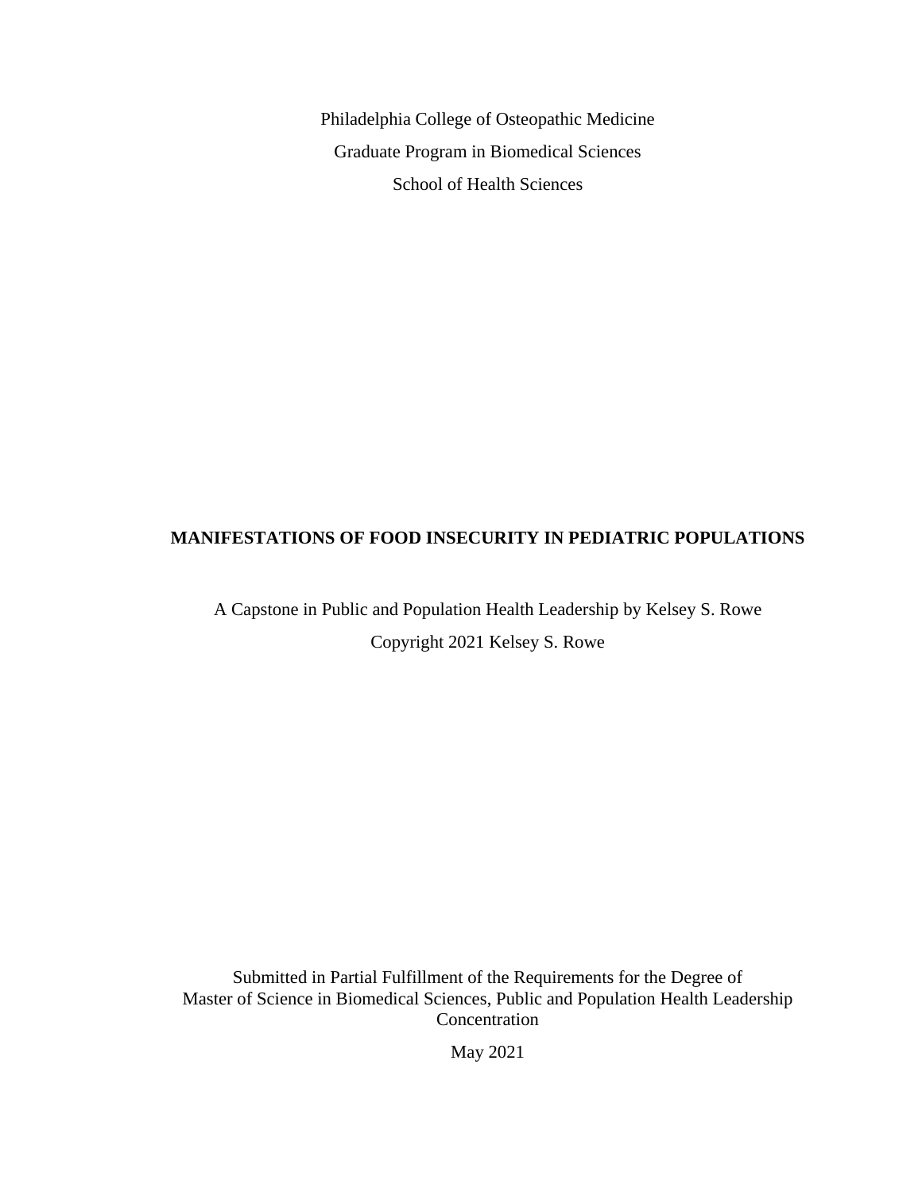Philadelphia College of Osteopathic Medicine

Graduate Program in Biomedical Sciences

School of Health Sciences

# MANIFESTATIONS OF FOOD INSECURITY IN PEDIATRIC POPULATIONS

A Capstone in Public and Population Health Leadership by Kelsey S. Rowe

Copyright 2021 Kelsey S. Rowe

Submitted in Partial Fulfillment of the Requirements for the Degree of
Master of Science in Biomedical Sciences, Public and Population Health Leadership Concentration

May 2021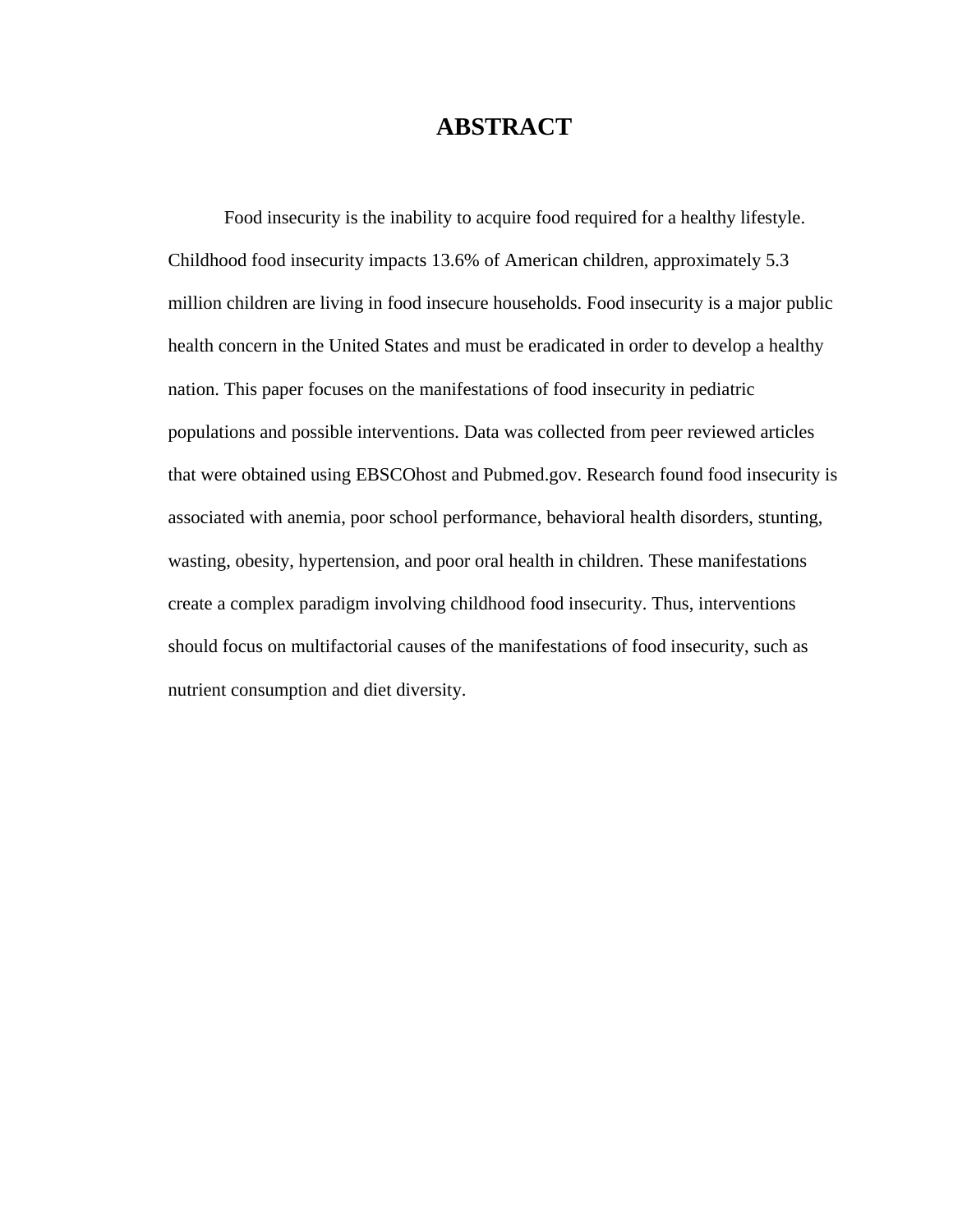# ABSTRACT

Food insecurity is the inability to acquire food required for a healthy lifestyle. Childhood food insecurity impacts 13.6% of American children, approximately 5.3 million children are living in food insecure households. Food insecurity is a major public health concern in the United States and must be eradicated in order to develop a healthy nation. This paper focuses on the manifestations of food insecurity in pediatric populations and possible interventions. Data was collected from peer reviewed articles that were obtained using EBSCOhost and Pubmed.gov. Research found food insecurity is associated with anemia, poor school performance, behavioral health disorders, stunting, wasting, obesity, hypertension, and poor oral health in children. These manifestations create a complex paradigm involving childhood food insecurity. Thus, interventions should focus on multifactorial causes of the manifestations of food insecurity, such as nutrient consumption and diet diversity.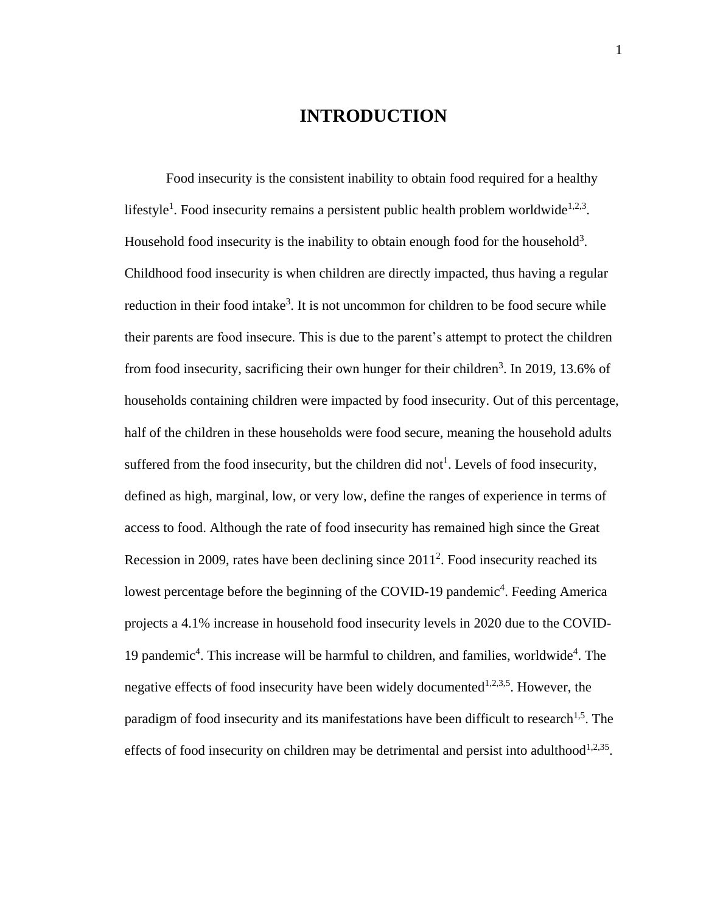# INTRODUCTION

Food insecurity is the consistent inability to obtain food required for a healthy lifestyle[1]. Food insecurity remains a persistent public health problem worldwide[1,2,3]. Household food insecurity is the inability to obtain enough food for the household[3]. Childhood food insecurity is when children are directly impacted, thus having a regular reduction in their food intake[3]. It is not uncommon for children to be food secure while their parents are food insecure. This is due to the parent's attempt to protect the children from food insecurity, sacrificing their own hunger for their children[3]. In 2019, 13.6% of households containing children were impacted by food insecurity. Out of this percentage, half of the children in these households were food secure, meaning the household adults suffered from the food insecurity, but the children did not[1]. Levels of food insecurity, defined as high, marginal, low, or very low, define the ranges of experience in terms of access to food. Although the rate of food insecurity has remained high since the Great Recession in 2009, rates have been declining since 2011[2]. Food insecurity reached its lowest percentage before the beginning of the COVID-19 pandemic[4]. Feeding America projects a 4.1% increase in household food insecurity levels in 2020 due to the COVID-19 pandemic[4]. This increase will be harmful to children, and families, worldwide[4]. The negative effects of food insecurity have been widely documented[1,2,3,5]. However, the paradigm of food insecurity and its manifestations have been difficult to research[1,5]. The effects of food insecurity on children may be detrimental and persist into adulthood[1,2,35].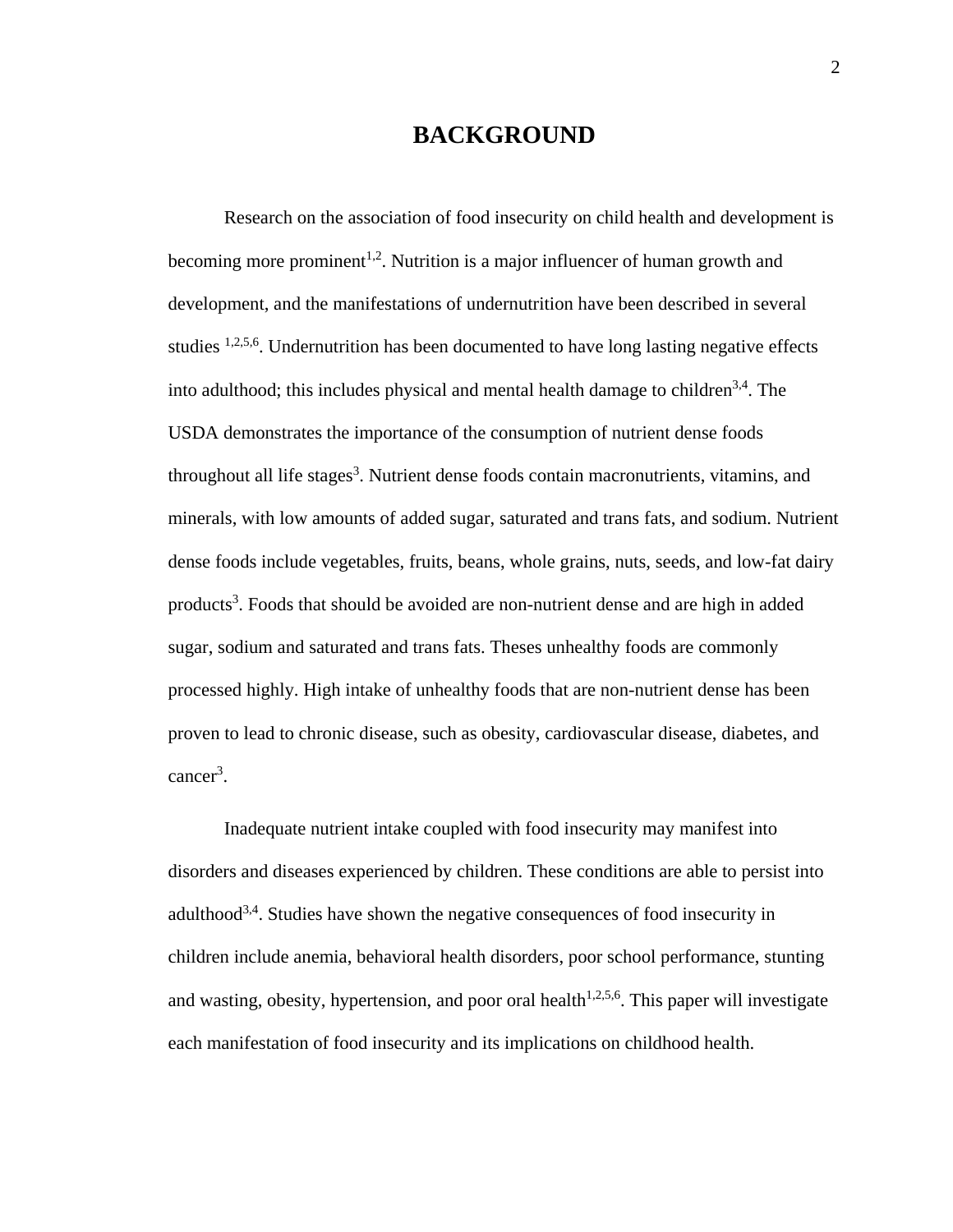# BACKGROUND

Research on the association of food insecurity on child health and development is becoming more prominent[1,2]. Nutrition is a major influencer of human growth and development, and the manifestations of undernutrition have been described in several studies [1,2,5,6]. Undernutrition has been documented to have long lasting negative effects into adulthood; this includes physical and mental health damage to children[3,4]. The USDA demonstrates the importance of the consumption of nutrient dense foods throughout all life stages[3]. Nutrient dense foods contain macronutrients, vitamins, and minerals, with low amounts of added sugar, saturated and trans fats, and sodium. Nutrient dense foods include vegetables, fruits, beans, whole grains, nuts, seeds, and low-fat dairy products[3]. Foods that should be avoided are non-nutrient dense and are high in added sugar, sodium and saturated and trans fats. Theses unhealthy foods are commonly processed highly. High intake of unhealthy foods that are non-nutrient dense has been proven to lead to chronic disease, such as obesity, cardiovascular disease, diabetes, and cancer[3].

Inadequate nutrient intake coupled with food insecurity may manifest into disorders and diseases experienced by children. These conditions are able to persist into adulthood[3,4]. Studies have shown the negative consequences of food insecurity in children include anemia, behavioral health disorders, poor school performance, stunting and wasting, obesity, hypertension, and poor oral health[1,2,5,6]. This paper will investigate each manifestation of food insecurity and its implications on childhood health.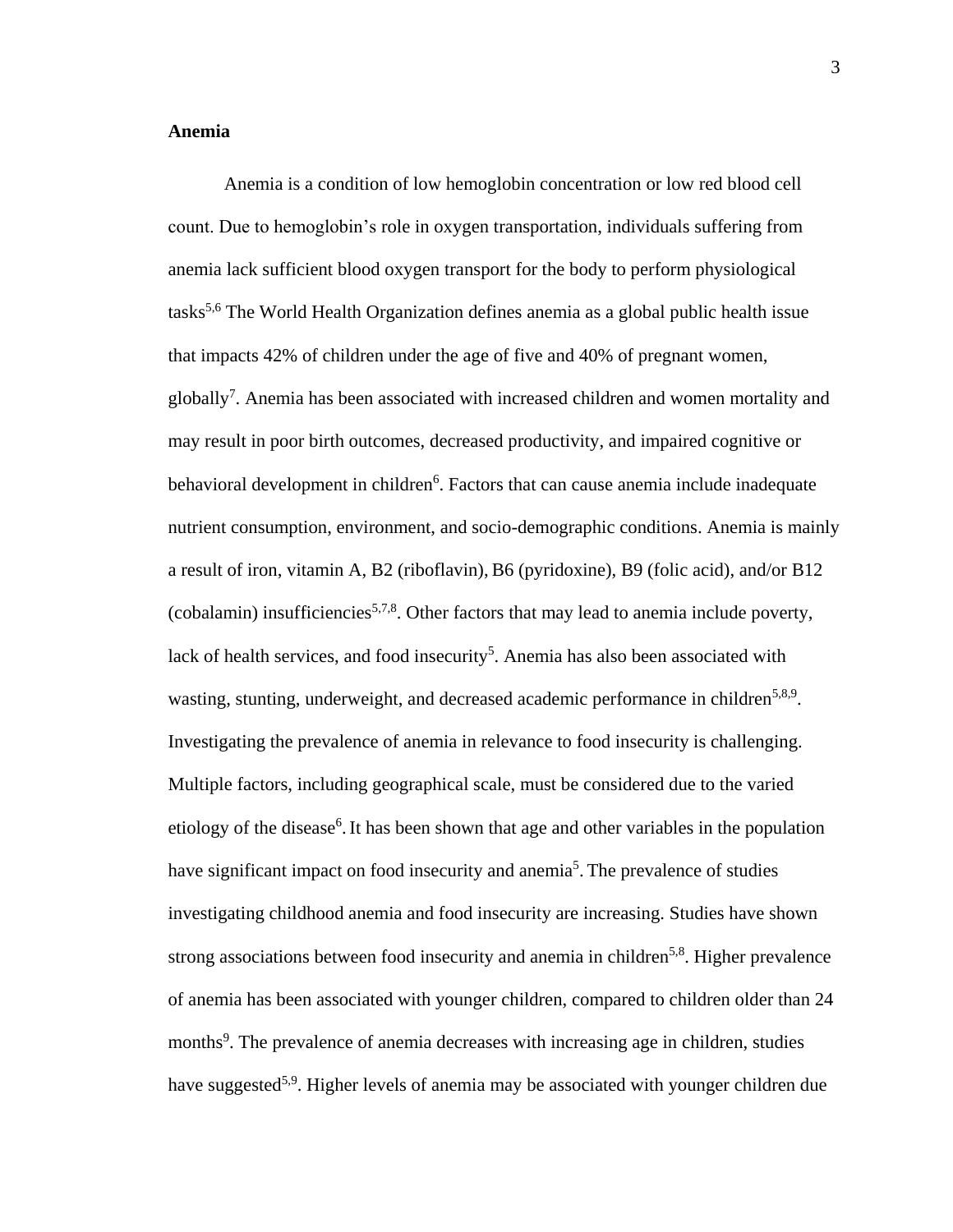**Anemia**

Anemia is a condition of low hemoglobin concentration or low red blood cell count. Due to hemoglobin's role in oxygen transportation, individuals suffering from anemia lack sufficient blood oxygen transport for the body to perform physiological tasks[5,6] The World Health Organization defines anemia as a global public health issue that impacts 42% of children under the age of five and 40% of pregnant women, globally[7]. Anemia has been associated with increased children and women mortality and may result in poor birth outcomes, decreased productivity, and impaired cognitive or behavioral development in children[6]. Factors that can cause anemia include inadequate nutrient consumption, environment, and socio-demographic conditions. Anemia is mainly a result of iron, vitamin A, B2 (riboflavin), B6 (pyridoxine), B9 (folic acid), and/or B12 (cobalamin) insufficiencies[5,7,8]. Other factors that may lead to anemia include poverty, lack of health services, and food insecurity[5]. Anemia has also been associated with wasting, stunting, underweight, and decreased academic performance in children[5,8,9]. Investigating the prevalence of anemia in relevance to food insecurity is challenging. Multiple factors, including geographical scale, must be considered due to the varied etiology of the disease[6]. It has been shown that age and other variables in the population have significant impact on food insecurity and anemia[5]. The prevalence of studies investigating childhood anemia and food insecurity are increasing. Studies have shown strong associations between food insecurity and anemia in children[5,8]. Higher prevalence of anemia has been associated with younger children, compared to children older than 24 months[9]. The prevalence of anemia decreases with increasing age in children, studies have suggested[5,9]. Higher levels of anemia may be associated with younger children due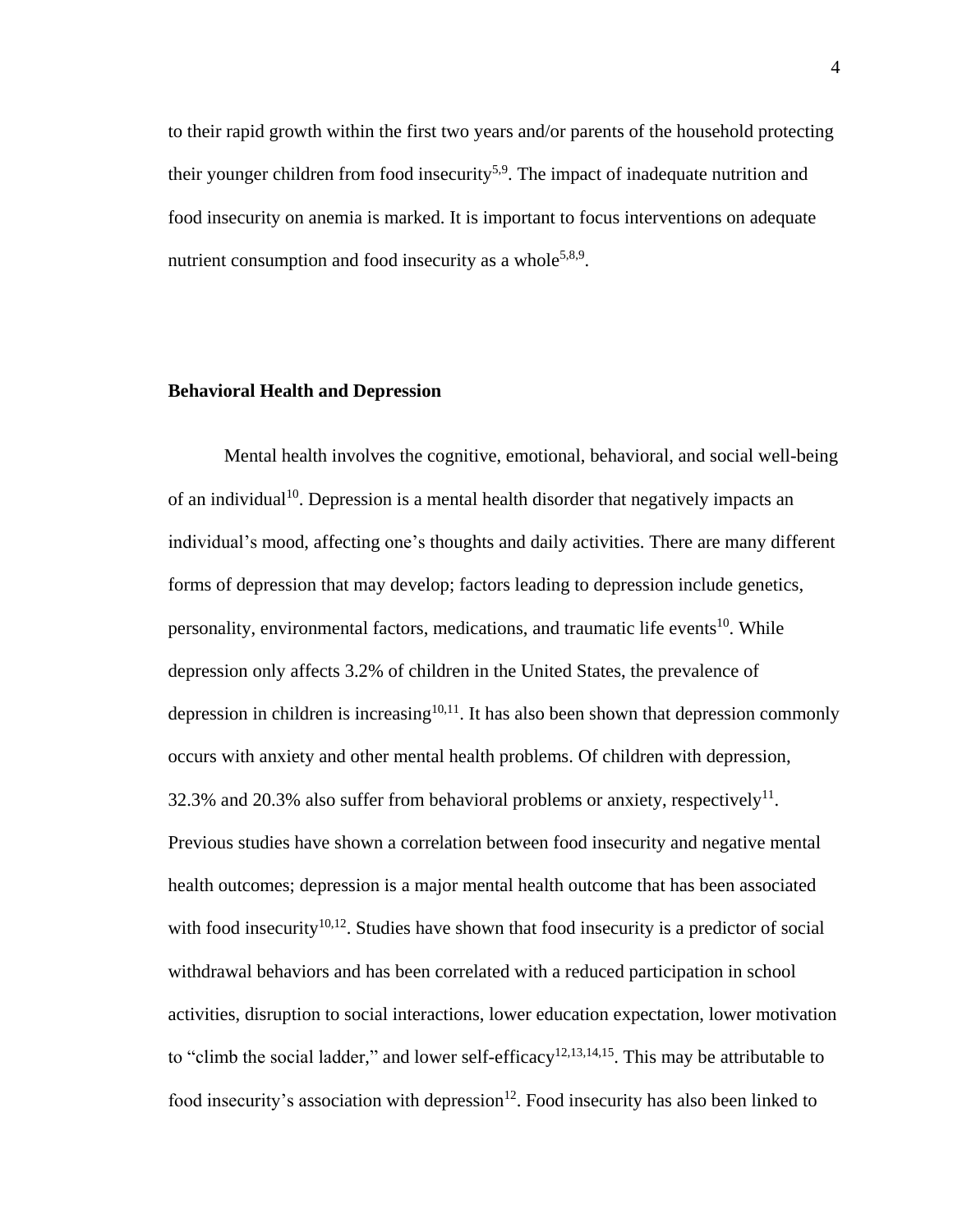to their rapid growth within the first two years and/or parents of the household protecting their younger children from food insecurity[5,9]. The impact of inadequate nutrition and food insecurity on anemia is marked. It is important to focus interventions on adequate nutrient consumption and food insecurity as a whole[5,8,9].

**Behavioral Health and Depression**

Mental health involves the cognitive, emotional, behavioral, and social well-being of an individual[10]. Depression is a mental health disorder that negatively impacts an individual's mood, affecting one's thoughts and daily activities. There are many different forms of depression that may develop; factors leading to depression include genetics, personality, environmental factors, medications, and traumatic life events[10]. While depression only affects 3.2% of children in the United States, the prevalence of depression in children is increasing[10,11]. It has also been shown that depression commonly occurs with anxiety and other mental health problems. Of children with depression, 32.3% and 20.3% also suffer from behavioral problems or anxiety, respectively[11]. Previous studies have shown a correlation between food insecurity and negative mental health outcomes; depression is a major mental health outcome that has been associated with food insecurity[10,12]. Studies have shown that food insecurity is a predictor of social withdrawal behaviors and has been correlated with a reduced participation in school activities, disruption to social interactions, lower education expectation, lower motivation to "climb the social ladder," and lower self-efficacy[12,13,14,15]. This may be attributable to food insecurity's association with depression[12]. Food insecurity has also been linked to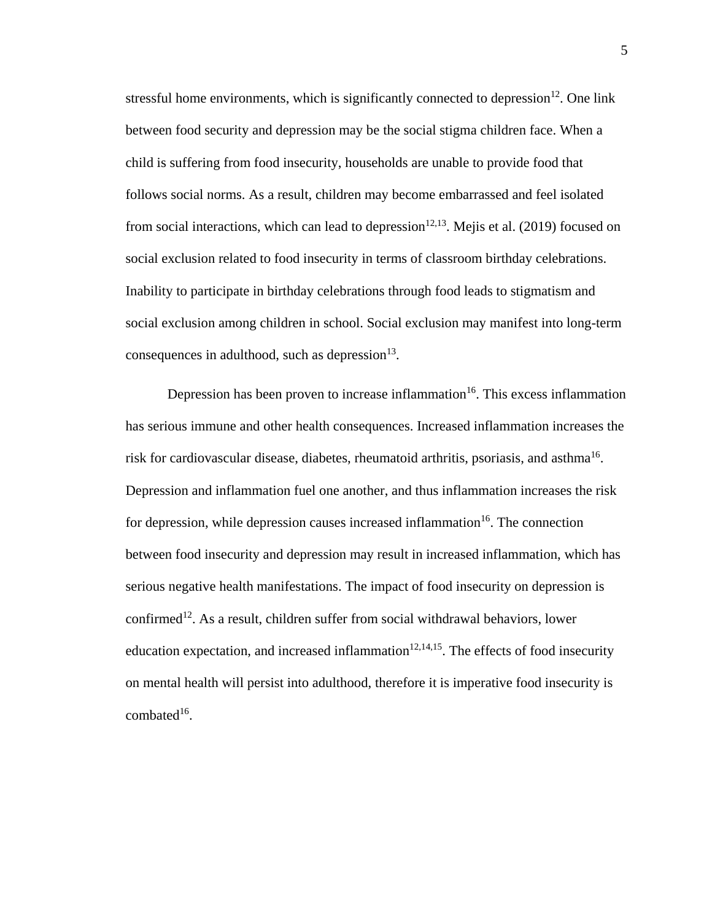stressful home environments, which is significantly connected to depression[12]. One link between food security and depression may be the social stigma children face. When a child is suffering from food insecurity, households are unable to provide food that follows social norms. As a result, children may become embarrassed and feel isolated from social interactions, which can lead to depression[12,13]. Mejis et al. (2019) focused on social exclusion related to food insecurity in terms of classroom birthday celebrations. Inability to participate in birthday celebrations through food leads to stigmatism and social exclusion among children in school. Social exclusion may manifest into long-term consequences in adulthood, such as depression[13].

Depression has been proven to increase inflammation[16]. This excess inflammation has serious immune and other health consequences. Increased inflammation increases the risk for cardiovascular disease, diabetes, rheumatoid arthritis, psoriasis, and asthma[16]. Depression and inflammation fuel one another, and thus inflammation increases the risk for depression, while depression causes increased inflammation[16]. The connection between food insecurity and depression may result in increased inflammation, which has serious negative health manifestations. The impact of food insecurity on depression is confirmed[12]. As a result, children suffer from social withdrawal behaviors, lower education expectation, and increased inflammation[12,14,15]. The effects of food insecurity on mental health will persist into adulthood, therefore it is imperative food insecurity is combated[16].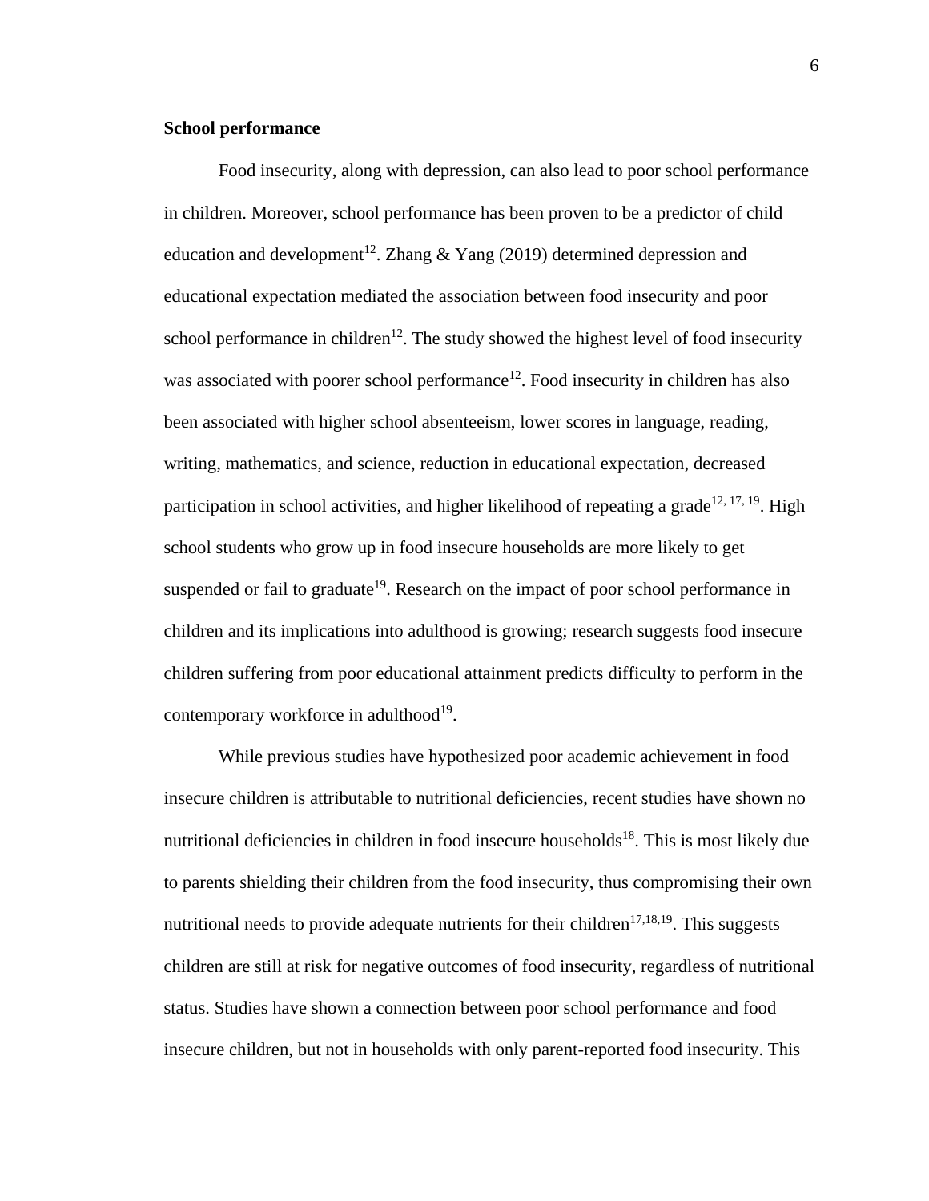**School performance**

Food insecurity, along with depression, can also lead to poor school performance in children. Moreover, school performance has been proven to be a predictor of child education and development[12]. Zhang & Yang (2019) determined depression and educational expectation mediated the association between food insecurity and poor school performance in children[12]. The study showed the highest level of food insecurity was associated with poorer school performance[12]. Food insecurity in children has also been associated with higher school absenteeism, lower scores in language, reading, writing, mathematics, and science, reduction in educational expectation, decreased participation in school activities, and higher likelihood of repeating a grade[12, 17, 19]. High school students who grow up in food insecure households are more likely to get suspended or fail to graduate[19]. Research on the impact of poor school performance in children and its implications into adulthood is growing; research suggests food insecure children suffering from poor educational attainment predicts difficulty to perform in the contemporary workforce in adulthood[19].

While previous studies have hypothesized poor academic achievement in food insecure children is attributable to nutritional deficiencies, recent studies have shown no nutritional deficiencies in children in food insecure households[18]. This is most likely due to parents shielding their children from the food insecurity, thus compromising their own nutritional needs to provide adequate nutrients for their children[17,18,19]. This suggests children are still at risk for negative outcomes of food insecurity, regardless of nutritional status. Studies have shown a connection between poor school performance and food insecure children, but not in households with only parent-reported food insecurity. This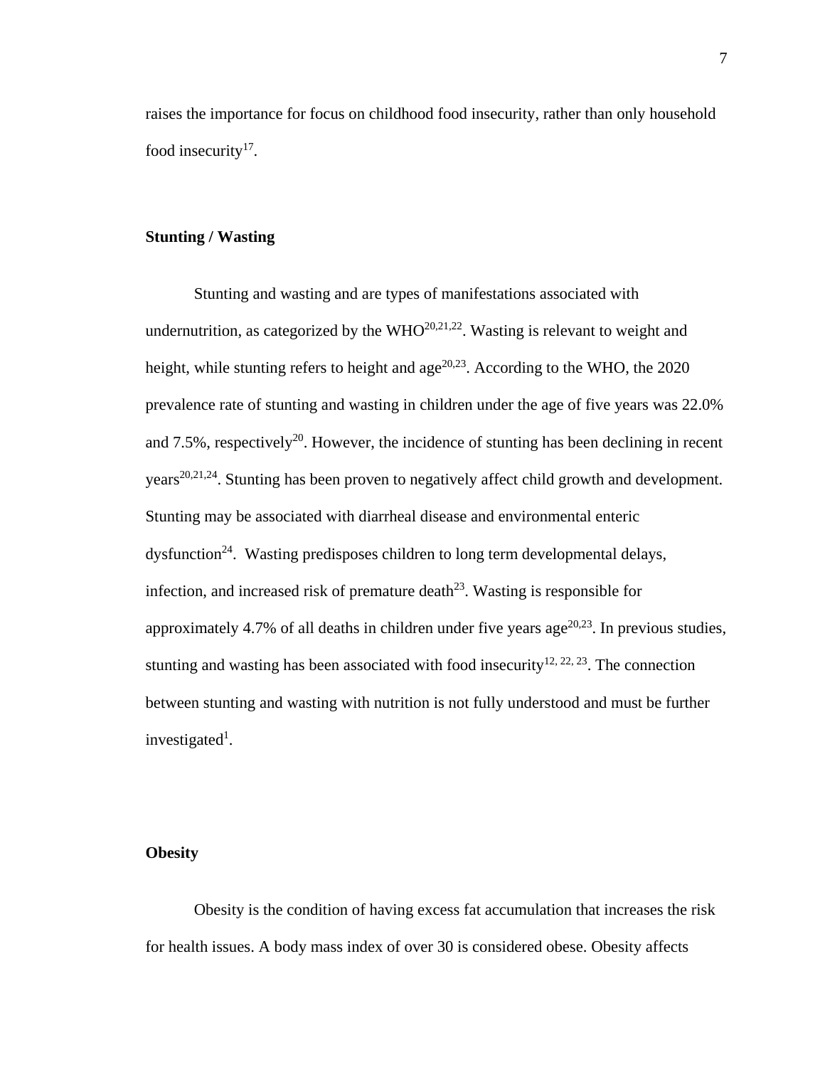raises the importance for focus on childhood food insecurity, rather than only household food insecurity[17].

**Stunting / Wasting**

Stunting and wasting and are types of manifestations associated with undernutrition, as categorized by the WHO[20,21,22]. Wasting is relevant to weight and height, while stunting refers to height and age[20,23]. According to the WHO, the 2020 prevalence rate of stunting and wasting in children under the age of five years was 22.0% and 7.5%, respectively[20]. However, the incidence of stunting has been declining in recent years[20,21,24]. Stunting has been proven to negatively affect child growth and development. Stunting may be associated with diarrheal disease and environmental enteric dysfunction[24]. Wasting predisposes children to long term developmental delays, infection, and increased risk of premature death[23]. Wasting is responsible for approximately 4.7% of all deaths in children under five years age[20,23]. In previous studies, stunting and wasting has been associated with food insecurity[12, 22, 23]. The connection between stunting and wasting with nutrition is not fully understood and must be further investigated[1].

**Obesity**

Obesity is the condition of having excess fat accumulation that increases the risk for health issues. A body mass index of over 30 is considered obese. Obesity affects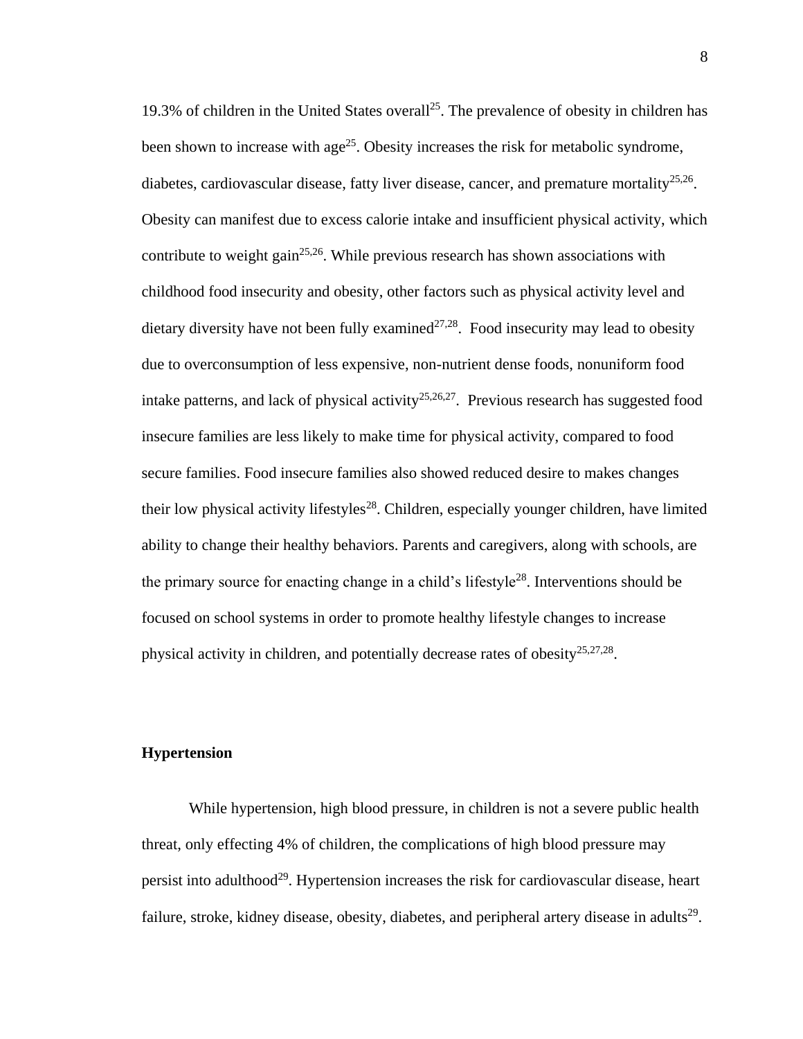19.3% of children in the United States overall[25]. The prevalence of obesity in children has been shown to increase with age[25]. Obesity increases the risk for metabolic syndrome, diabetes, cardiovascular disease, fatty liver disease, cancer, and premature mortality[25,26]. Obesity can manifest due to excess calorie intake and insufficient physical activity, which contribute to weight gain[25,26]. While previous research has shown associations with childhood food insecurity and obesity, other factors such as physical activity level and dietary diversity have not been fully examined[27,28]. Food insecurity may lead to obesity due to overconsumption of less expensive, non-nutrient dense foods, nonuniform food intake patterns, and lack of physical activity[25,26,27]. Previous research has suggested food insecure families are less likely to make time for physical activity, compared to food secure families. Food insecure families also showed reduced desire to makes changes their low physical activity lifestyles[28]. Children, especially younger children, have limited ability to change their healthy behaviors. Parents and caregivers, along with schools, are the primary source for enacting change in a child's lifestyle[28]. Interventions should be focused on school systems in order to promote healthy lifestyle changes to increase physical activity in children, and potentially decrease rates of obesity[25,27,28].

**Hypertension**

While hypertension, high blood pressure, in children is not a severe public health threat, only effecting 4% of children, the complications of high blood pressure may persist into adulthood[29]. Hypertension increases the risk for cardiovascular disease, heart failure, stroke, kidney disease, obesity, diabetes, and peripheral artery disease in adults[29].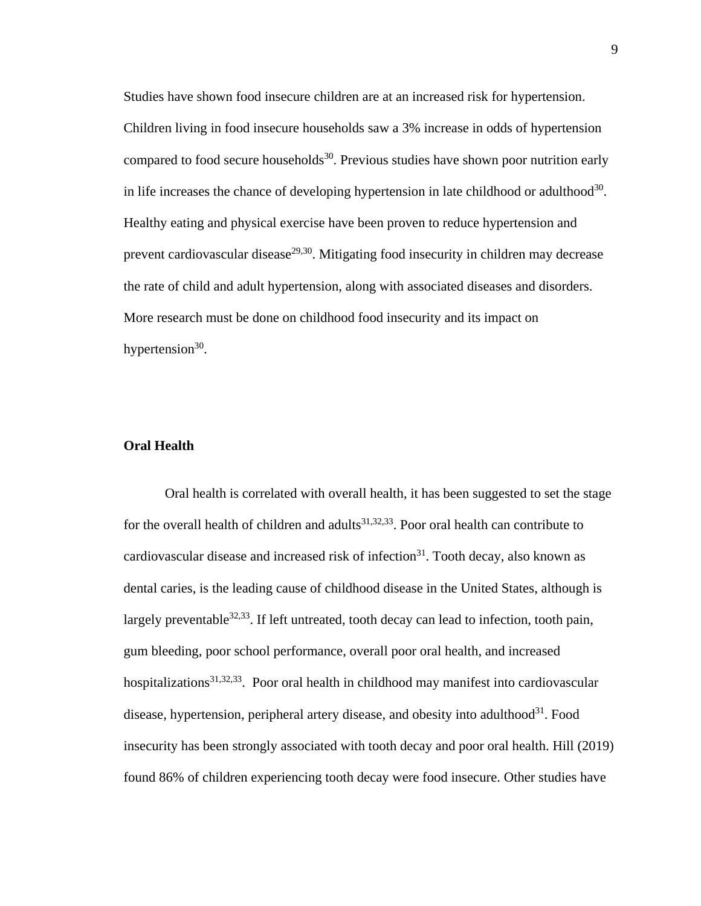Studies have shown food insecure children are at an increased risk for hypertension. Children living in food insecure households saw a 3% increase in odds of hypertension compared to food secure households[30]. Previous studies have shown poor nutrition early in life increases the chance of developing hypertension in late childhood or adulthood[30]. Healthy eating and physical exercise have been proven to reduce hypertension and prevent cardiovascular disease[29,30]. Mitigating food insecurity in children may decrease the rate of child and adult hypertension, along with associated diseases and disorders. More research must be done on childhood food insecurity and its impact on hypertension[30].

**Oral Health**

Oral health is correlated with overall health, it has been suggested to set the stage for the overall health of children and adults[31,32,33]. Poor oral health can contribute to cardiovascular disease and increased risk of infection[31]. Tooth decay, also known as dental caries, is the leading cause of childhood disease in the United States, although is largely preventable[32,33]. If left untreated, tooth decay can lead to infection, tooth pain, gum bleeding, poor school performance, overall poor oral health, and increased hospitalizations[31,32,33]. Poor oral health in childhood may manifest into cardiovascular disease, hypertension, peripheral artery disease, and obesity into adulthood[31]. Food insecurity has been strongly associated with tooth decay and poor oral health. Hill (2019) found 86% of children experiencing tooth decay were food insecure. Other studies have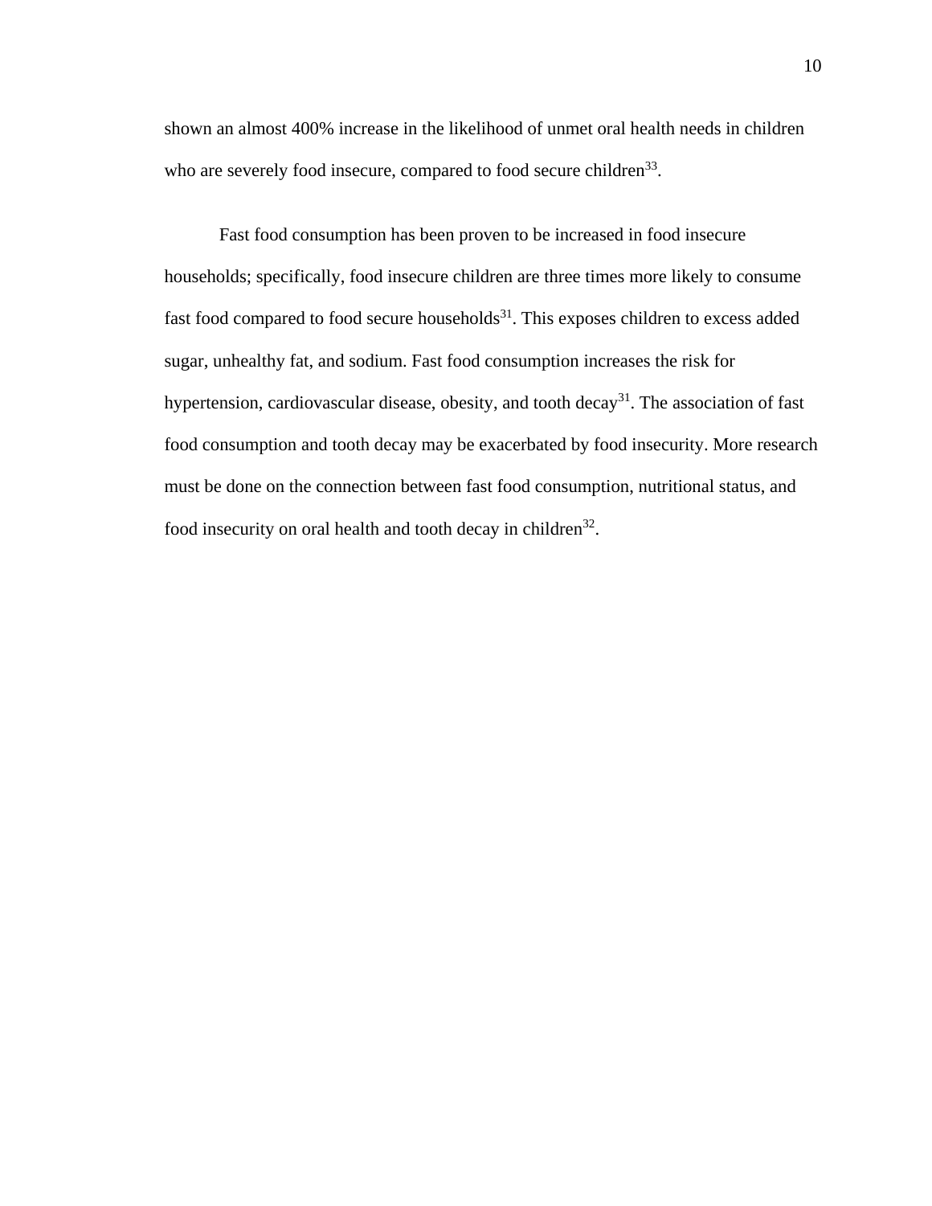shown an almost 400% increase in the likelihood of unmet oral health needs in children who are severely food insecure, compared to food secure children[33].

Fast food consumption has been proven to be increased in food insecure households; specifically, food insecure children are three times more likely to consume fast food compared to food secure households[31]. This exposes children to excess added sugar, unhealthy fat, and sodium. Fast food consumption increases the risk for hypertension, cardiovascular disease, obesity, and tooth decay[31]. The association of fast food consumption and tooth decay may be exacerbated by food insecurity. More research must be done on the connection between fast food consumption, nutritional status, and food insecurity on oral health and tooth decay in children[32].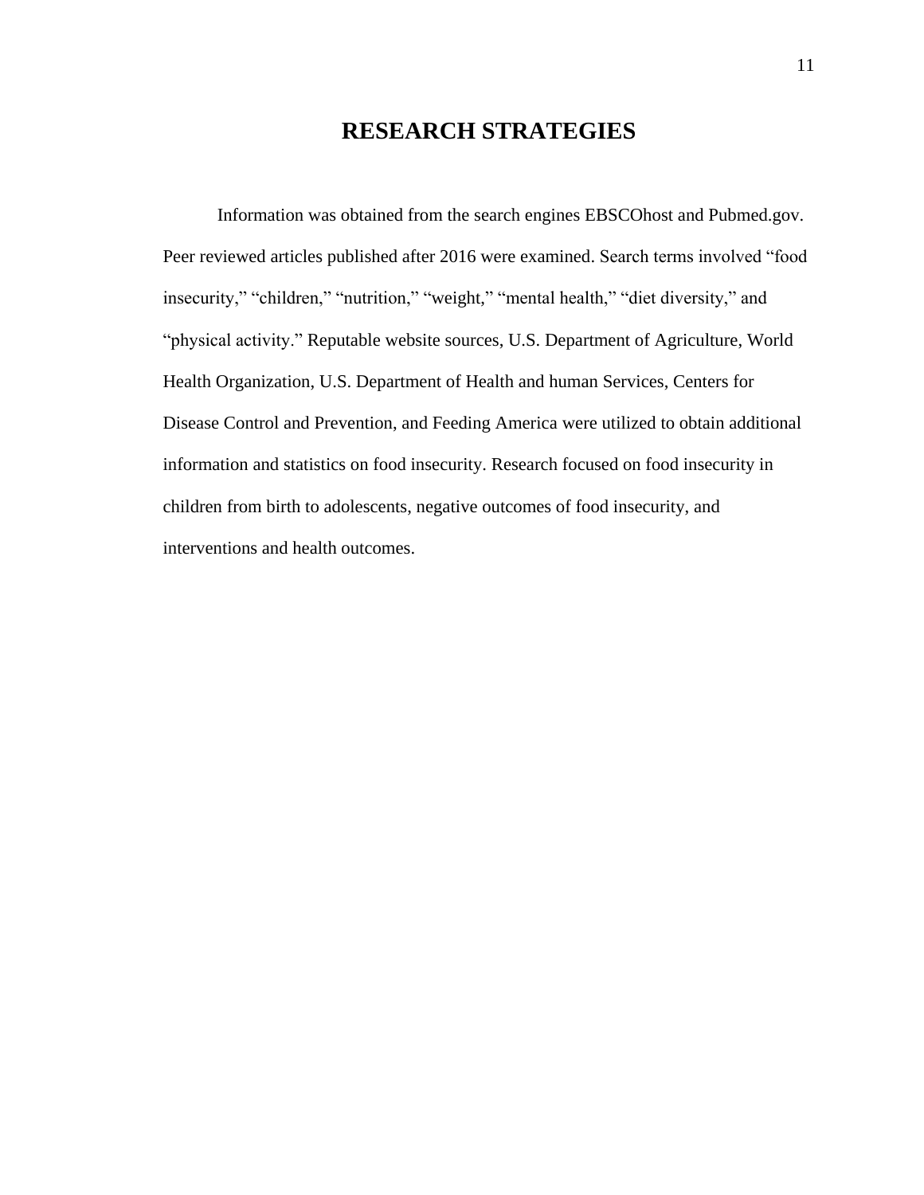# RESEARCH STRATEGIES

Information was obtained from the search engines EBSCOhost and Pubmed.gov. Peer reviewed articles published after 2016 were examined. Search terms involved “food insecurity,” “children,” “nutrition,” “weight,” “mental health,” “diet diversity,” and “physical activity.” Reputable website sources, U.S. Department of Agriculture, World Health Organization, U.S. Department of Health and human Services, Centers for Disease Control and Prevention, and Feeding America were utilized to obtain additional information and statistics on food insecurity. Research focused on food insecurity in children from birth to adolescents, negative outcomes of food insecurity, and interventions and health outcomes.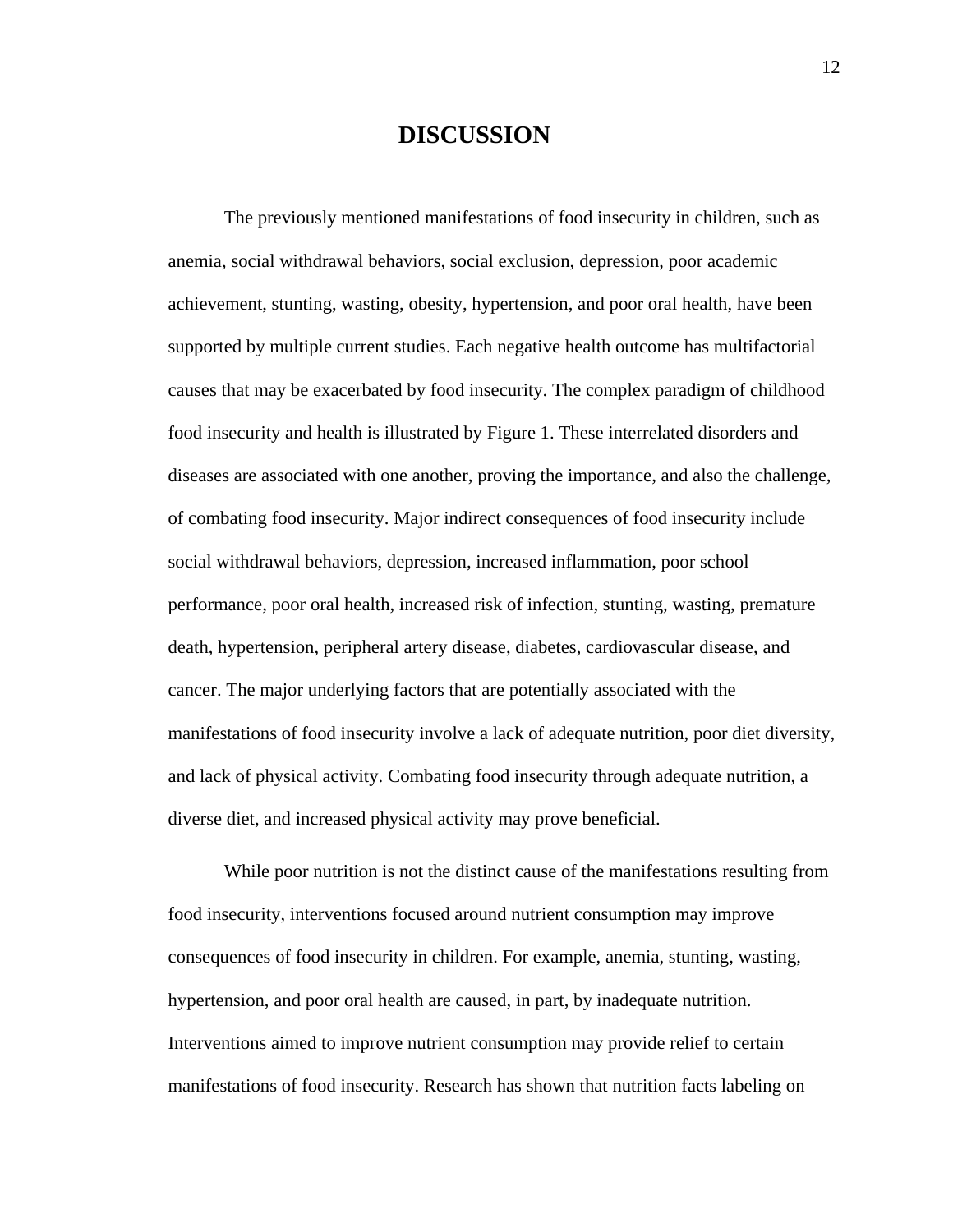# DISCUSSION

The previously mentioned manifestations of food insecurity in children, such as anemia, social withdrawal behaviors, social exclusion, depression, poor academic achievement, stunting, wasting, obesity, hypertension, and poor oral health, have been supported by multiple current studies. Each negative health outcome has multifactorial causes that may be exacerbated by food insecurity. The complex paradigm of childhood food insecurity and health is illustrated by Figure 1. These interrelated disorders and diseases are associated with one another, proving the importance, and also the challenge, of combating food insecurity. Major indirect consequences of food insecurity include social withdrawal behaviors, depression, increased inflammation, poor school performance, poor oral health, increased risk of infection, stunting, wasting, premature death, hypertension, peripheral artery disease, diabetes, cardiovascular disease, and cancer. The major underlying factors that are potentially associated with the manifestations of food insecurity involve a lack of adequate nutrition, poor diet diversity, and lack of physical activity. Combating food insecurity through adequate nutrition, a diverse diet, and increased physical activity may prove beneficial.

While poor nutrition is not the distinct cause of the manifestations resulting from food insecurity, interventions focused around nutrient consumption may improve consequences of food insecurity in children. For example, anemia, stunting, wasting, hypertension, and poor oral health are caused, in part, by inadequate nutrition. Interventions aimed to improve nutrient consumption may provide relief to certain manifestations of food insecurity. Research has shown that nutrition facts labeling on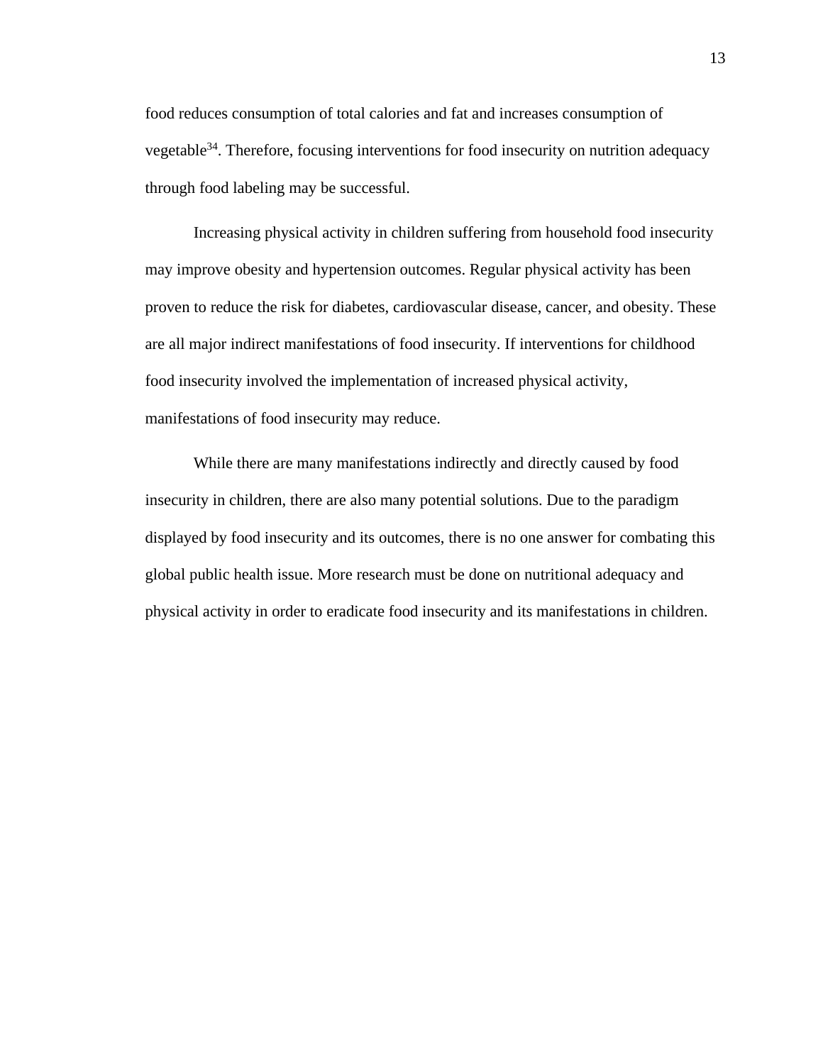food reduces consumption of total calories and fat and increases consumption of vegetable[34]. Therefore, focusing interventions for food insecurity on nutrition adequacy through food labeling may be successful.

Increasing physical activity in children suffering from household food insecurity may improve obesity and hypertension outcomes. Regular physical activity has been proven to reduce the risk for diabetes, cardiovascular disease, cancer, and obesity. These are all major indirect manifestations of food insecurity. If interventions for childhood food insecurity involved the implementation of increased physical activity, manifestations of food insecurity may reduce.

While there are many manifestations indirectly and directly caused by food insecurity in children, there are also many potential solutions. Due to the paradigm displayed by food insecurity and its outcomes, there is no one answer for combating this global public health issue. More research must be done on nutritional adequacy and physical activity in order to eradicate food insecurity and its manifestations in children.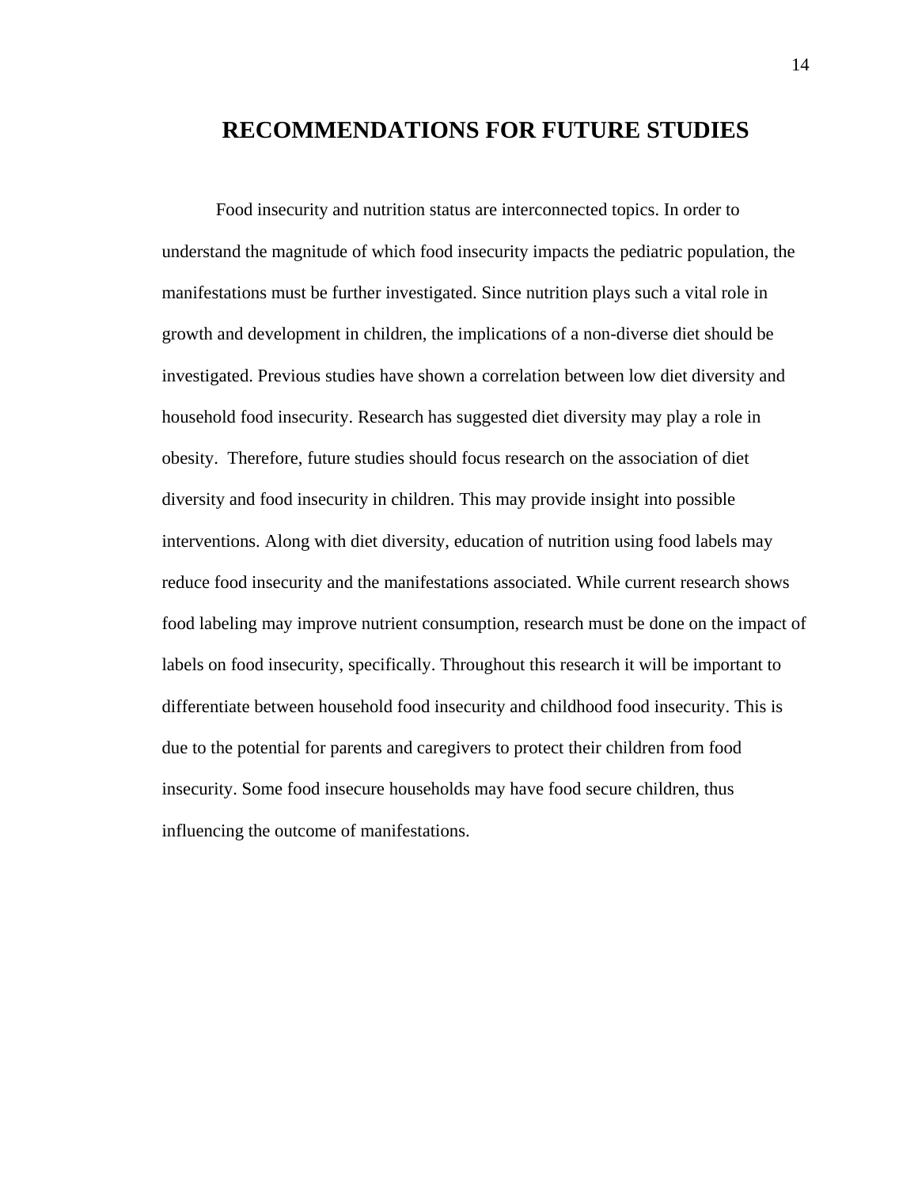# RECOMMENDATIONS FOR FUTURE STUDIES

Food insecurity and nutrition status are interconnected topics. In order to understand the magnitude of which food insecurity impacts the pediatric population, the manifestations must be further investigated. Since nutrition plays such a vital role in growth and development in children, the implications of a non-diverse diet should be investigated. Previous studies have shown a correlation between low diet diversity and household food insecurity. Research has suggested diet diversity may play a role in obesity.  Therefore, future studies should focus research on the association of diet diversity and food insecurity in children. This may provide insight into possible interventions. Along with diet diversity, education of nutrition using food labels may reduce food insecurity and the manifestations associated. While current research shows food labeling may improve nutrient consumption, research must be done on the impact of labels on food insecurity, specifically. Throughout this research it will be important to differentiate between household food insecurity and childhood food insecurity. This is due to the potential for parents and caregivers to protect their children from food insecurity. Some food insecure households may have food secure children, thus influencing the outcome of manifestations.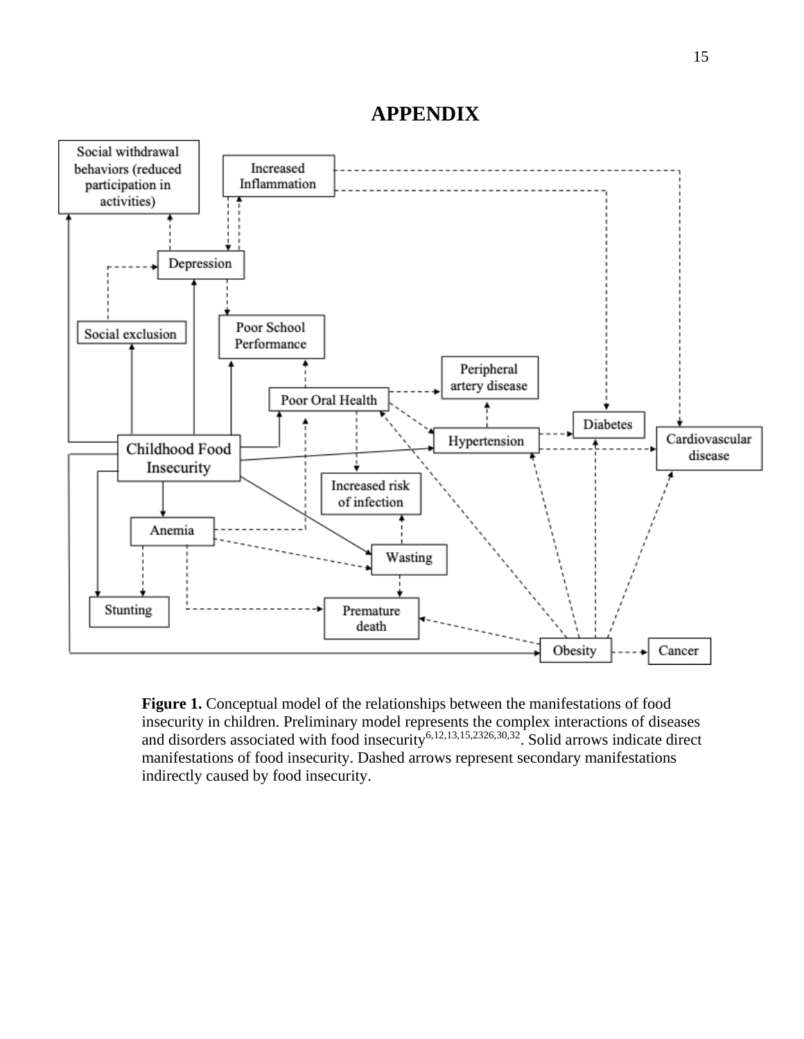# APPENDIX

**Figure 1.** Conceptual model of the relationships between the manifestations of food insecurity in children. Preliminary model represents the complex interactions of diseases and disorders associated with food insecurity[6,12,13,15,2326,30,32]. Solid arrows indicate direct manifestations of food insecurity. Dashed arrows represent secondary manifestations indirectly caused by food insecurity.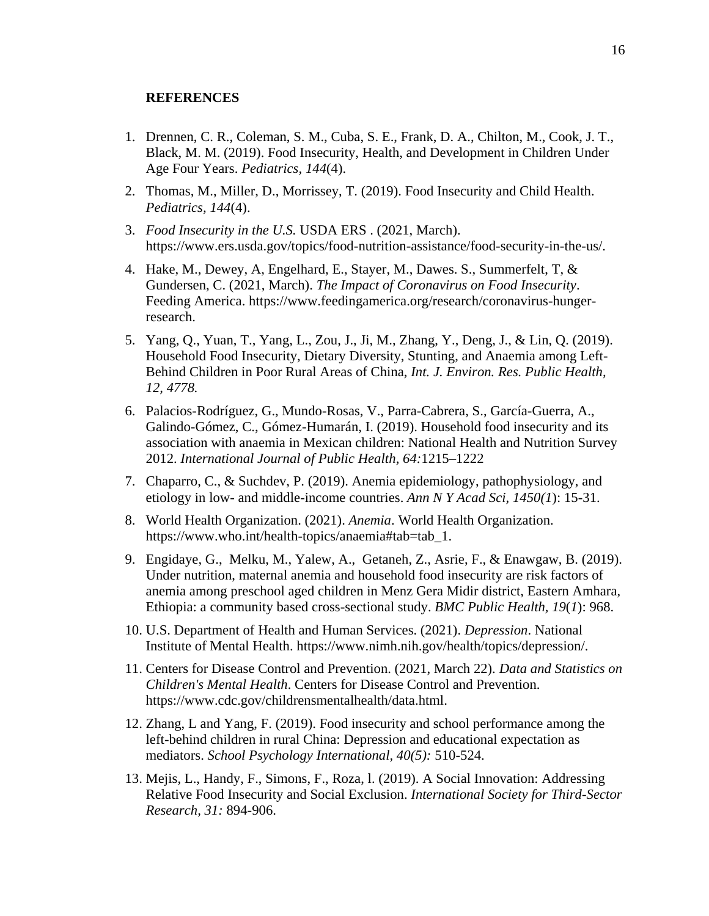**REFERENCES**

1. Drennen, C. R., Coleman, S. M., Cuba, S. E., Frank, D. A., Chilton, M., Cook, J. T., Black, M. M. (2019). Food Insecurity, Health, and Development in Children Under Age Four Years. *Pediatrics, 144*(4).
2. Thomas, M., Miller, D., Morrissey, T. (2019). Food Insecurity and Child Health. *Pediatrics, 144*(4).
3. *Food Insecurity in the U.S.* USDA ERS . (2021, March). https://www.ers.usda.gov/topics/food-nutrition-assistance/food-security-in-the-us/.
4. Hake, M., Dewey, A, Engelhard, E., Stayer, M., Dawes. S., Summerfelt, T, & Gundersen, C. (2021, March). *The Impact of Coronavirus on Food Insecurity*. Feeding America. https://www.feedingamerica.org/research/coronavirus-hunger-research.
5. Yang, Q., Yuan, T., Yang, L., Zou, J., Ji, M., Zhang, Y., Deng, J., & Lin, Q. (2019). Household Food Insecurity, Dietary Diversity, Stunting, and Anaemia among Left-Behind Children in Poor Rural Areas of China, *Int. J. Environ. Res. Public Health, 12, 4778.*
6. Palacios-Rodríguez, G., Mundo-Rosas, V., Parra-Cabrera, S., García-Guerra, A., Galindo-Gómez, C., Gómez-Humarán, I. (2019). Household food insecurity and its association with anaemia in Mexican children: National Health and Nutrition Survey 2012. *International Journal of Public Health, 64:*1215–1222
7. Chaparro, C., & Suchdev, P. (2019). Anemia epidemiology, pathophysiology, and etiology in low- and middle-income countries. *Ann N Y Acad Sci, 1450(1*): 15-31.
8. World Health Organization. (2021). *Anemia*. World Health Organization. https://www.who.int/health-topics/anaemia#tab=tab_1.
9. Engidaye, G., Melku, M., Yalew, A., Getaneh, Z., Asrie, F., & Enawgaw, B. (2019). Under nutrition, maternal anemia and household food insecurity are risk factors of anemia among preschool aged children in Menz Gera Midir district, Eastern Amhara, Ethiopia: a community based cross-sectional study. *BMC Public Health, 19*(*1*): 968.
10. U.S. Department of Health and Human Services. (2021). *Depression*. National Institute of Mental Health. https://www.nimh.nih.gov/health/topics/depression/.
11. Centers for Disease Control and Prevention. (2021, March 22). *Data and Statistics on Children's Mental Health*. Centers for Disease Control and Prevention. https://www.cdc.gov/childrensmentalhealth/data.html.
12. Zhang, L and Yang, F. (2019). Food insecurity and school performance among the left-behind children in rural China: Depression and educational expectation as mediators. *School Psychology International, 40(5):* 510-524.
13. Mejis, L., Handy, F., Simons, F., Roza, l. (2019). A Social Innovation: Addressing Relative Food Insecurity and Social Exclusion. *International Society for Third-Sector Research, 31:* 894-906.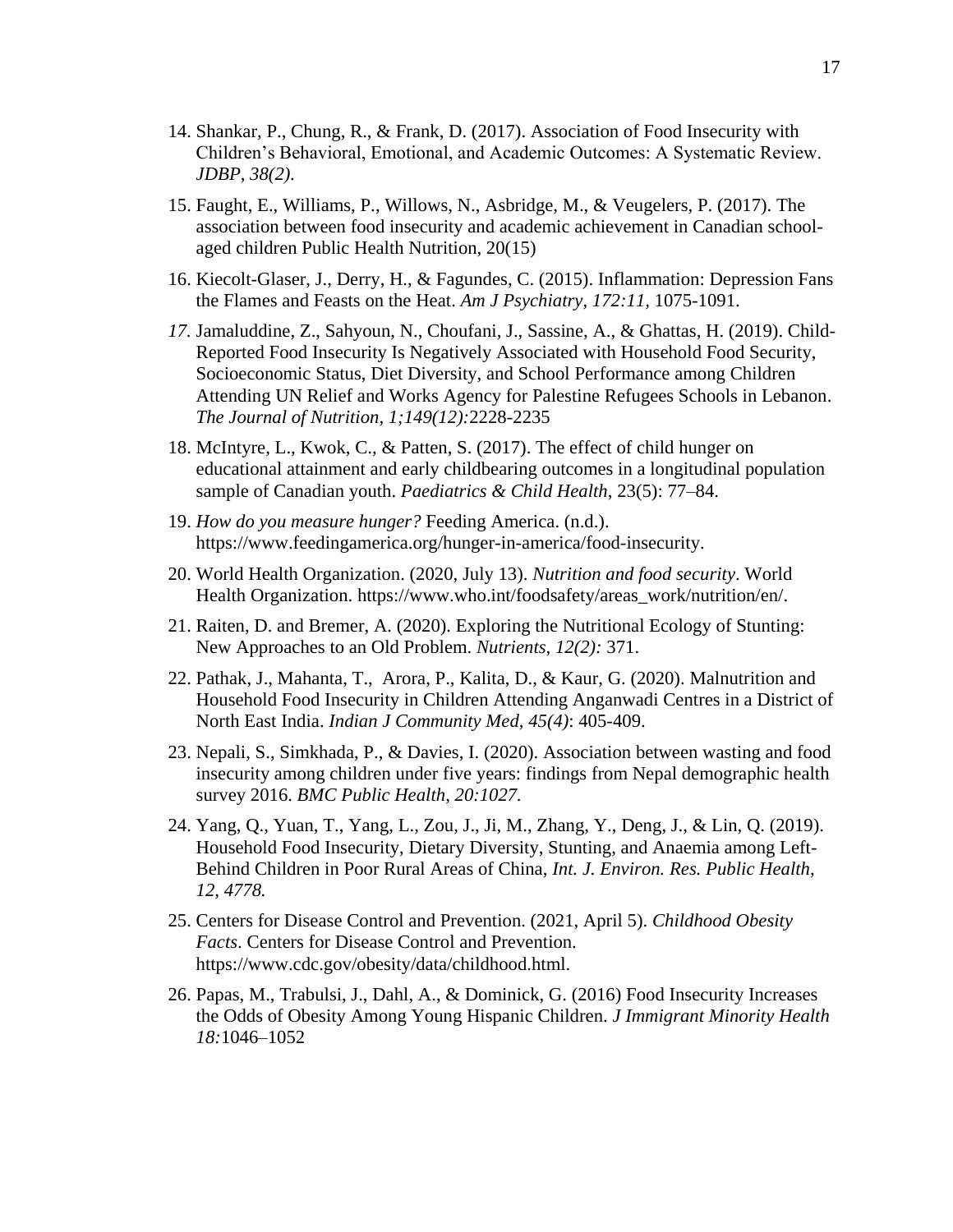14. Shankar, P., Chung, R., & Frank, D. (2017). Association of Food Insecurity with Children's Behavioral, Emotional, and Academic Outcomes: A Systematic Review. *JDBP, 38(2).*

15. Faught, E., Williams, P., Willows, N., Asbridge, M., & Veugelers, P. (2017). The association between food insecurity and academic achievement in Canadian school-aged children Public Health Nutrition, 20(15)

16. Kiecolt-Glaser, J., Derry, H., & Fagundes, C. (2015). Inflammation: Depression Fans the Flames and Feasts on the Heat. *Am J Psychiatry, 172:11*, 1075-1091.

17. Jamaluddine, Z., Sahyoun, N., Choufani, J., Sassine, A., & Ghattas, H. (2019). Child-Reported Food Insecurity Is Negatively Associated with Household Food Security, Socioeconomic Status, Diet Diversity, and School Performance among Children Attending UN Relief and Works Agency for Palestine Refugees Schools in Lebanon. *The Journal of Nutrition, 1;149(12):*2228-2235

18. McIntyre, L., Kwok, C., & Patten, S. (2017). The effect of child hunger on educational attainment and early childbearing outcomes in a longitudinal population sample of Canadian youth. *Paediatrics & Child Health*, 23(5): 77–84.

19. *How do you measure hunger?* Feeding America. (n.d.). https://www.feedingamerica.org/hunger-in-america/food-insecurity.

20. World Health Organization. (2020, July 13). *Nutrition and food security*. World Health Organization. https://www.who.int/foodsafety/areas_work/nutrition/en/.

21. Raiten, D. and Bremer, A. (2020). Exploring the Nutritional Ecology of Stunting: New Approaches to an Old Problem. *Nutrients, 12(2):* 371.

22. Pathak, J., Mahanta, T., Arora, P., Kalita, D., & Kaur, G. (2020). Malnutrition and Household Food Insecurity in Children Attending Anganwadi Centres in a District of North East India. *Indian J Community Med, 45(4)*: 405-409.

23. Nepali, S., Simkhada, P., & Davies, I. (2020). Association between wasting and food insecurity among children under five years: findings from Nepal demographic health survey 2016. *BMC Public Health, 20:1027.*

24. Yang, Q., Yuan, T., Yang, L., Zou, J., Ji, M., Zhang, Y., Deng, J., & Lin, Q. (2019). Household Food Insecurity, Dietary Diversity, Stunting, and Anaemia among Left-Behind Children in Poor Rural Areas of China, *Int. J. Environ. Res. Public Health, 12, 4778.*

25. Centers for Disease Control and Prevention. (2021, April 5). *Childhood Obesity Facts*. Centers for Disease Control and Prevention. https://www.cdc.gov/obesity/data/childhood.html.

26. Papas, M., Trabulsi, J., Dahl, A., & Dominick, G. (2016) Food Insecurity Increases the Odds of Obesity Among Young Hispanic Children. *J Immigrant Minority Health 18:*1046–1052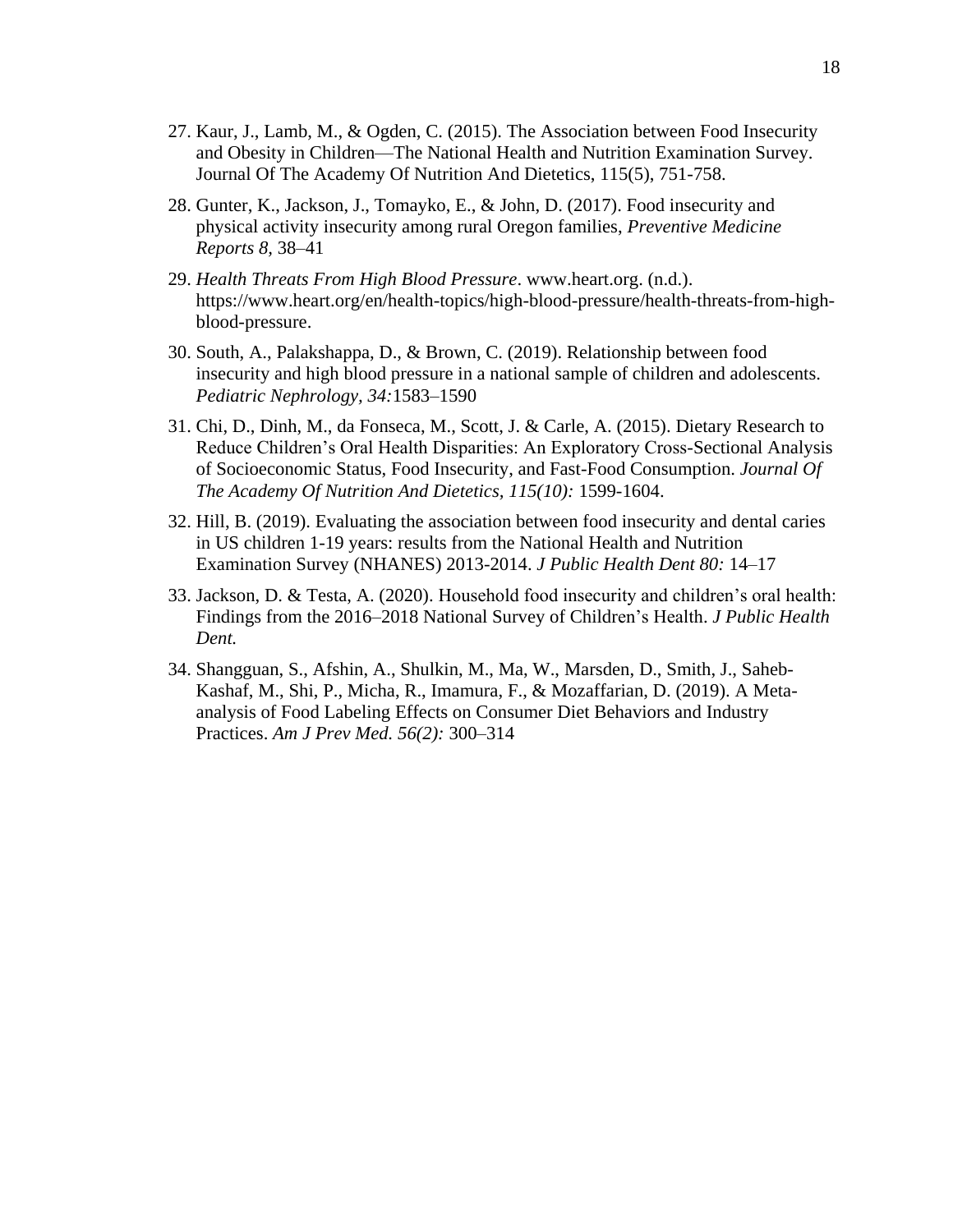27. Kaur, J., Lamb, M., & Ogden, C. (2015). The Association between Food Insecurity and Obesity in Children—The National Health and Nutrition Examination Survey. Journal Of The Academy Of Nutrition And Dietetics, 115(5), 751-758.

28. Gunter, K., Jackson, J., Tomayko, E., & John, D. (2017). Food insecurity and physical activity insecurity among rural Oregon families, *Preventive Medicine Reports 8,* 38–41

29. *Health Threats From High Blood Pressure*. www.heart.org. (n.d.). https://www.heart.org/en/health-topics/high-blood-pressure/health-threats-from-high-blood-pressure.

30. South, A., Palakshappa, D., & Brown, C. (2019). Relationship between food insecurity and high blood pressure in a national sample of children and adolescents. *Pediatric Nephrology, 34:*1583–1590

31. Chi, D., Dinh, M., da Fonseca, M., Scott, J. & Carle, A. (2015). Dietary Research to Reduce Children's Oral Health Disparities: An Exploratory Cross-Sectional Analysis of Socioeconomic Status, Food Insecurity, and Fast-Food Consumption. *Journal Of The Academy Of Nutrition And Dietetics, 115(10):* 1599-1604.

32. Hill, B. (2019). Evaluating the association between food insecurity and dental caries in US children 1-19 years: results from the National Health and Nutrition Examination Survey (NHANES) 2013-2014. *J Public Health Dent 80:* 14–17

33. Jackson, D. & Testa, A. (2020). Household food insecurity and children's oral health: Findings from the 2016–2018 National Survey of Children's Health. *J Public Health Dent.*

34. Shangguan, S., Afshin, A., Shulkin, M., Ma, W., Marsden, D., Smith, J., Saheb-Kashaf, M., Shi, P., Micha, R., Imamura, F., & Mozaffarian, D. (2019). A Meta-analysis of Food Labeling Effects on Consumer Diet Behaviors and Industry Practices. *Am J Prev Med. 56(2):* 300–314